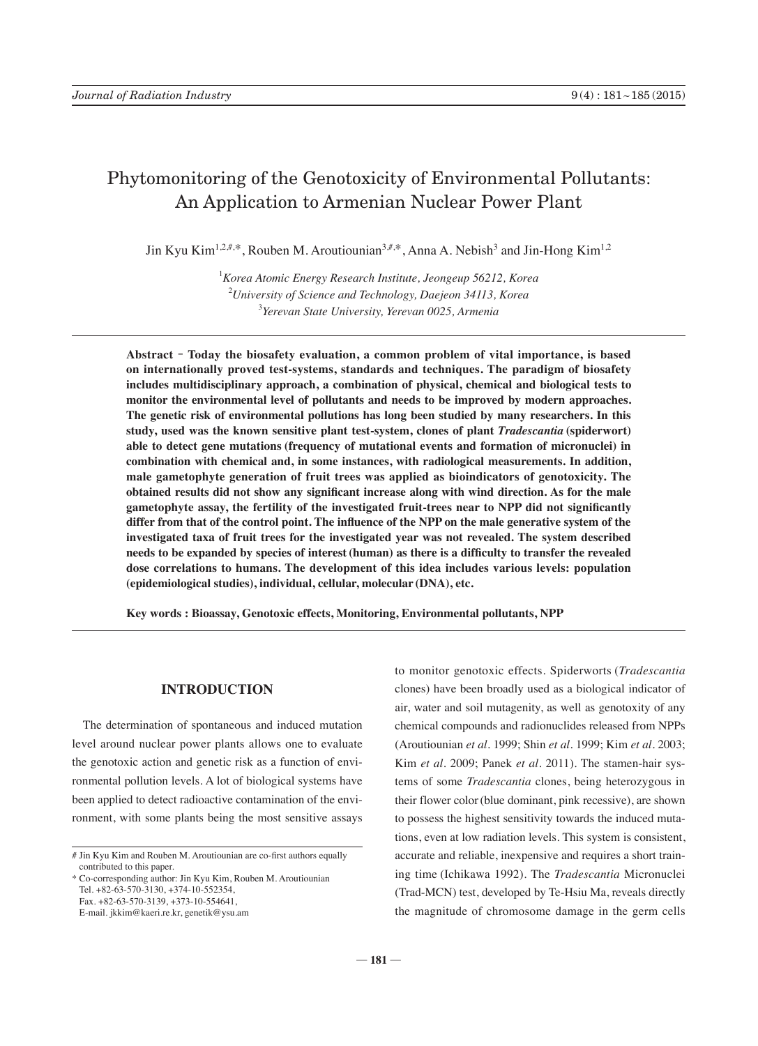# Phytomonitoring of the Genotoxicity of Environmental Pollutants: An Application to Armenian Nuclear Power Plant

Jin Kyu Kim[1,2,#,*], Rouben M. Aroutiounian[3,#,*], Anna A. Nebish[3] and Jin-Hong Kim[1,2]

[1]*Korea Atomic Energy Research Institute, Jeongeup 56212, Korea*
[2]*University of Science and Technology, Daejeon 34113, Korea*
[3]*Yerevan State University, Yerevan 0025, Armenia*

**Abstract - Today the biosafety evaluation, a common problem of vital importance, is based on internationally proved test-systems, standards and techniques. The paradigm of biosafety includes multidisciplinary approach, a combination of physical, chemical and biological tests to monitor the environmental level of pollutants and needs to be improved by modern approaches. The genetic risk of environmental pollutions has long been studied by many researchers. In this study, used was the known sensitive plant test-system, clones of plant *Tradescantia* (spiderwort) able to detect gene mutations (frequency of mutational events and formation of micronuclei) in combination with chemical and, in some instances, with radiological measurements. In addition, male gametophyte generation of fruit trees was applied as bioindicators of genotoxicity. The obtained results did not show any significant increase along with wind direction. As for the male gametophyte assay, the fertility of the investigated fruit-trees near to NPP did not significantly differ from that of the control point. The influence of the NPP on the male generative system of the investigated taxa of fruit trees for the investigated year was not revealed. The system described needs to be expanded by species of interest (human) as there is a difficulty to transfer the revealed dose correlations to humans. The development of this idea includes various levels: population (epidemiological studies), individual, cellular, molecular (DNA), etc.**

**Key words : Bioassay, Genotoxic effects, Monitoring, Environmental pollutants, NPP**

## INTRODUCTION

The determination of spontaneous and induced mutation level around nuclear power plants allows one to evaluate the genotoxic action and genetic risk as a function of environmental pollution levels. A lot of biological systems have been applied to detect radioactive contamination of the environment, with some plants being the most sensitive assays to monitor genotoxic effects. Spiderworts (*Tradescantia* clones) have been broadly used as a biological indicator of air, water and soil mutagenity, as well as genotoxity of any chemical compounds and radionuclides released from NPPs (Aroutiounian *et al.* 1999; Shin *et al.* 1999; Kim *et al.* 2003; Kim *et al.* 2009; Panek *et al.* 2011). The stamen-hair systems of some *Tradescantia* clones, being heterozygous in their flower color (blue dominant, pink recessive), are shown to possess the highest sensitivity towards the induced mutations, even at low radiation levels. This system is consistent, accurate and reliable, inexpensive and requires a short training time (Ichikawa 1992). The *Tradescantia* Micronuclei (Trad-MCN) test, developed by Te-Hsiu Ma, reveals directly the magnitude of chromosome damage in the germ cells

# Jin Kyu Kim and Rouben M. Aroutiounian are co-first authors equally contributed to this paper.

* Co-corresponding author: Jin Kyu Kim, Rouben M. Aroutiounian
Tel. +82-63-570-3130, +374-10-552354,
Fax. +82-63-570-3139, +373-10-554641,
E-mail. jkkim@kaeri.re.kr, genetik@ysu.am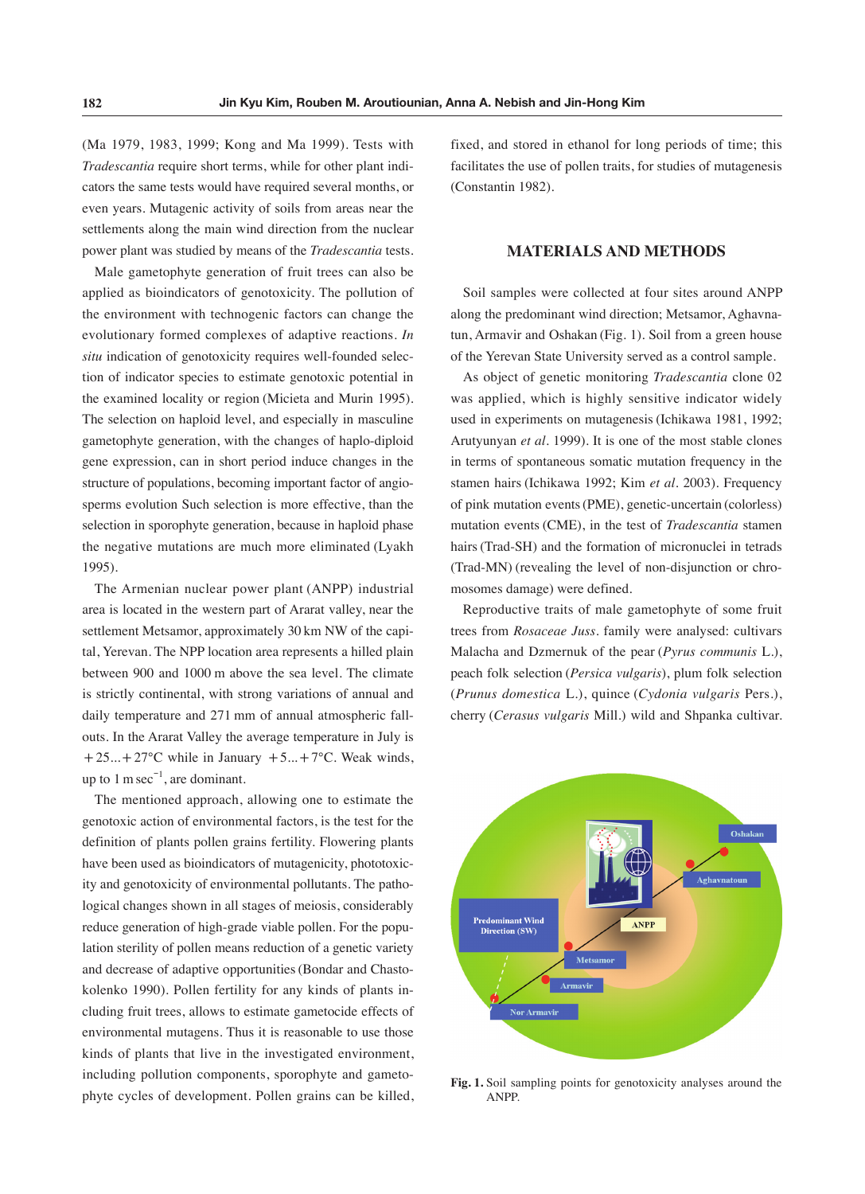(Ma 1979, 1983, 1999; Kong and Ma 1999). Tests with *Tradescantia* require short terms, while for other plant indicators the same tests would have required several months, or even years. Mutagenic activity of soils from areas near the settlements along the main wind direction from the nuclear power plant was studied by means of the *Tradescantia* tests.

Male gametophyte generation of fruit trees can also be applied as bioindicators of genotoxicity. The pollution of the environment with technogenic factors can change the evolutionary formed complexes of adaptive reactions. *In situ* indication of genotoxicity requires well-founded selection of indicator species to estimate genotoxic potential in the examined locality or region (Micieta and Murin 1995). The selection on haploid level, and especially in masculine gametophyte generation, with the changes of haplo-diploid gene expression, can in short period induce changes in the structure of populations, becoming important factor of angiosperms evolution Such selection is more effective, than the selection in sporophyte generation, because in haploid phase the negative mutations are much more eliminated (Lyakh 1995).

The Armenian nuclear power plant (ANPP) industrial area is located in the western part of Ararat valley, near the settlement Metsamor, approximately 30 km NW of the capital, Yerevan. The NPP location area represents a hilled plain between 900 and 1000 m above the sea level. The climate is strictly continental, with strong variations of annual and daily temperature and 271 mm of annual atmospheric fallouts. In the Ararat Valley the average temperature in July is +25...+27°C while in January +5...+7°C. Weak winds, up to 1 m $sec^{-1}$, are dominant.

The mentioned approach, allowing one to estimate the genotoxic action of environmental factors, is the test for the definition of plants pollen grains fertility. Flowering plants have been used as bioindicators of mutagenicity, phototoxicity and genotoxicity of environmental pollutants. The pathological changes shown in all stages of meiosis, considerably reduce generation of high-grade viable pollen. For the population sterility of pollen means reduction of a genetic variety and decrease of adaptive opportunities (Bondar and Chastokolenko 1990). Pollen fertility for any kinds of plants including fruit trees, allows to estimate gametocide effects of environmental mutagens. Thus it is reasonable to use those kinds of plants that live in the investigated environment, including pollution components, sporophyte and gametophyte cycles of development. Pollen grains can be killed, fixed, and stored in ethanol for long periods of time; this facilitates the use of pollen traits, for studies of mutagenesis (Constantin 1982).

## MATERIALS AND METHODS

Soil samples were collected at four sites around ANPP along the predominant wind direction; Metsamor, Aghavnatun, Armavir and Oshakan (Fig. 1). Soil from a green house of the Yerevan State University served as a control sample.

As object of genetic monitoring *Tradescantia* clone 02 was applied, which is highly sensitive indicator widely used in experiments on mutagenesis (Ichikawa 1981, 1992; Arutyunyan *et al*. 1999). It is one of the most stable clones in terms of spontaneous somatic mutation frequency in the stamen hairs (Ichikawa 1992; Kim *et al*. 2003). Frequency of pink mutation events (PME), genetic-uncertain (colorless) mutation events (CME), in the test of *Tradescantia* stamen hairs (Trad-SH) and the formation of micronuclei in tetrads (Trad-MN) (revealing the level of non-disjunction or chromosomes damage) were defined.

Reproductive traits of male gametophyte of some fruit trees from *Rosaceae Juss*. family were analysed: cultivars Malacha and Dzmernuk of the pear (*Pyrus communis* L.), peach folk selection (*Persica vulgaris*), plum folk selection (*Prunus domestica* L.), quince (*Cydonia vulgaris* Pers.), cherry (*Cerasus vulgaris* Mill.) wild and Shpanka cultivar.

**Fig. 1.** Soil sampling points for genotoxicity analyses around the ANPP.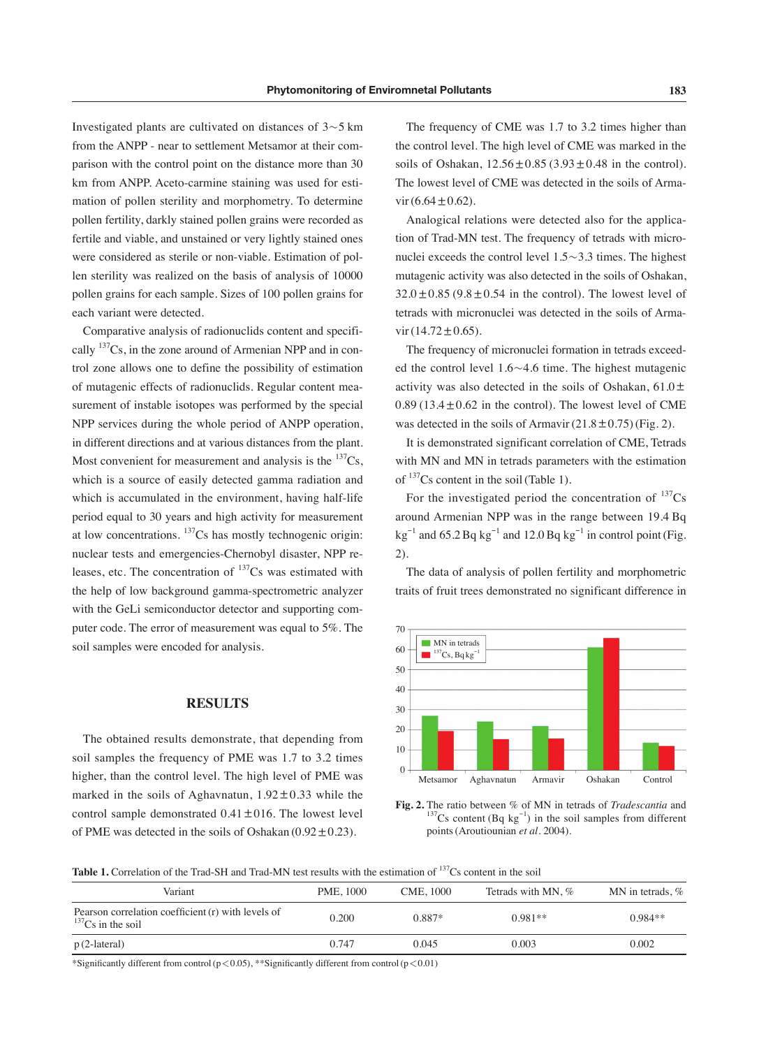Investigated plants are cultivated on distances of 3~5 km from the ANPP - near to settlement Metsamor at their comparison with the control point on the distance more than 30 km from ANPP. Aceto-carmine staining was used for estimation of pollen sterility and morphometry. To determine pollen fertility, darkly stained pollen grains were recorded as fertile and viable, and unstained or very lightly stained ones were considered as sterile or non-viable. Estimation of pollen sterility was realized on the basis of analysis of 10000 pollen grains for each sample. Sizes of 100 pollen grains for each variant were detected.

Comparative analysis of radionuclids content and specifically $^{137}$Cs, in the zone around of Armenian NPP and in control zone allows one to define the possibility of estimation of mutagenic effects of radionuclids. Regular content measurement of instable isotopes was performed by the special NPP services during the whole period of ANPP operation, in different directions and at various distances from the plant. Most convenient for measurement and analysis is the $^{137}$Cs, which is a source of easily detected gamma radiation and which is accumulated in the environment, having half-life period equal to 30 years and high activity for measurement at low concentrations. $^{137}$Cs has mostly technogenic origin: nuclear tests and emergencies-Chernobyl disaster, NPP releases, etc. The concentration of $^{137}$Cs was estimated with the help of low background gamma-spectrometric analyzer with the GeLi semiconductor detector and supporting computer code. The error of measurement was equal to 5%. The soil samples were encoded for analysis.

## RESULTS

The obtained results demonstrate, that depending from soil samples the frequency of PME was 1.7 to 3.2 times higher, than the control level. The high level of PME was marked in the soils of Aghavnatun, 1.92 ± 0.33 while the control sample demonstrated 0.41 ± 016. The lowest level of PME was detected in the soils of Oshakan (0.92 ± 0.23).

The frequency of CME was 1.7 to 3.2 times higher than the control level. The high level of CME was marked in the soils of Oshakan, 12.56 ± 0.85 (3.93 ± 0.48 in the control). The lowest level of CME was detected in the soils of Armavir (6.64 ± 0.62).

Analogical relations were detected also for the application of Trad-MN test. The frequency of tetrads with micronuclei exceeds the control level 1.5~3.3 times. The highest mutagenic activity was also detected in the soils of Oshakan, 32.0 ± 0.85 (9.8 ± 0.54 in the control). The lowest level of tetrads with micronuclei was detected in the soils of Armavir (14.72 ± 0.65).

The frequency of micronuclei formation in tetrads exceeded the control level 1.6~4.6 time. The highest mutagenic activity was also detected in the soils of Oshakan, 61.0 ± 0.89 (13.4 ± 0.62 in the control). The lowest level of CME was detected in the soils of Armavir (21.8 ± 0.75) (Fig. 2).

It is demonstrated significant correlation of CME, Tetrads with MN and MN in tetrads parameters with the estimation of $^{137}$Cs content in the soil (Table 1).

For the investigated period the concentration of $^{137}$Cs around Armenian NPP was in the range between 19.4 Bq kg$^{-1}$ and 65.2 Bq kg$^{-1}$ and 12.0 Bq kg$^{-1}$ in control point (Fig. 2).

The data of analysis of pollen fertility and morphometric traits of fruit trees demonstrated no significant difference in

**Fig. 2.** The ratio between % of MN in tetrads of *Tradescantia* and $^{137}$Cs content (Bq kg$^{-1}$) in the soil samples from different points (Aroutiounian *et al*. 2004).

**Table 1.** Correlation of the Trad-SH and Trad-MN test results with the estimation of $^{137}$Cs content in the soil

| Variant | PME, 1000 | CME, 1000 | Tetrads with MN, % | MN in tetrads, % |
|---|---|---|---|---|
| Pearson correlation coefficient (r) with levels of $^{137}$Cs in the soil | 0.200 | 0.887* | 0.981** | 0.984** |
| p (2-lateral) | 0.747 | 0.045 | 0.003 | 0.002 |

*Significantly different from control ($p < 0.05$), **Significantly different from control ($p < 0.01$)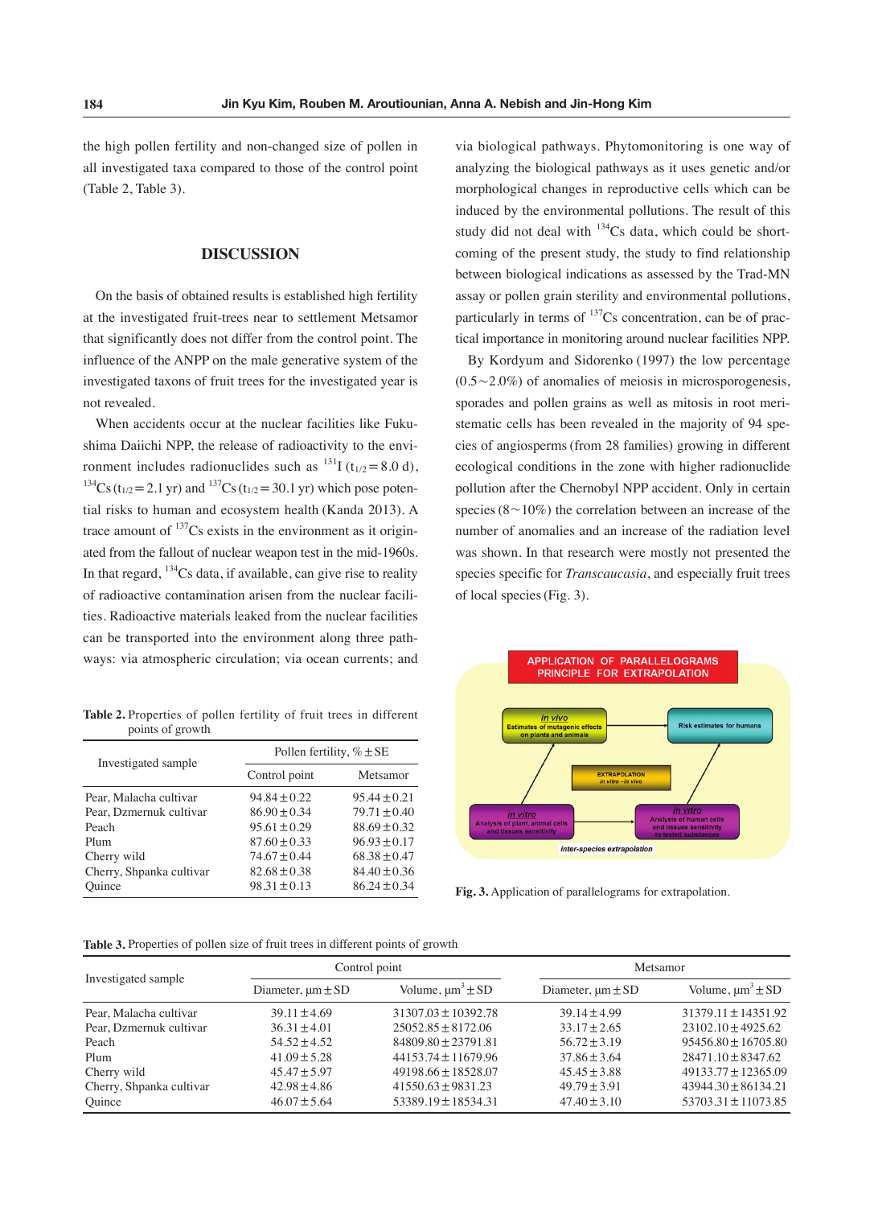the high pollen fertility and non-changed size of pollen in all investigated taxa compared to those of the control point (Table 2, Table 3).

## DISCUSSION

On the basis of obtained results is established high fertility at the investigated fruit-trees near to settlement Metsamor that significantly does not differ from the control point. The influence of the ANPP on the male generative system of the investigated taxons of fruit trees for the investigated year is not revealed.

When accidents occur at the nuclear facilities like Fukushima Daiichi NPP, the release of radioactivity to the environment includes radionuclides such as $^{131}I$ ($t_{1/2}=8.0$ d), $^{134}Cs$ ($t_{1/2}=2.1$ yr) and $^{137}Cs$ ($t_{1/2}=30.1$ yr) which pose potential risks to human and ecosystem health (Kanda 2013). A trace amount of $^{137}Cs$ exists in the environment as it originated from the fallout of nuclear weapon test in the mid-1960s. In that regard, $^{134}Cs$ data, if available, can give rise to reality of radioactive contamination arisen from the nuclear facilities. Radioactive materials leaked from the nuclear facilities can be transported into the environment along three pathways: via atmospheric circulation; via ocean currents; and via biological pathways. Phytomonitoring is one way of analyzing the biological pathways as it uses genetic and/or morphological changes in reproductive cells which can be induced by the environmental pollutions. The result of this study did not deal with $^{134}Cs$ data, which could be shortcoming of the present study, the study to find relationship between biological indications as assessed by the Trad-MN assay or pollen grain sterility and environmental pollutions, particularly in terms of $^{137}Cs$ concentration, can be of practical importance in monitoring around nuclear facilities NPP.

By Kordyum and Sidorenko (1997) the low percentage (0.5~2.0%) of anomalies of meiosis in microsporogenesis, sporades and pollen grains as well as mitosis in root meristematic cells has been revealed in the majority of 94 species of angiosperms (from 28 families) growing in different ecological conditions in the zone with higher radionuclide pollution after the Chernobyl NPP accident. Only in certain species (8~10%) the correlation between an increase of the number of anomalies and an increase of the radiation level was shown. In that research were mostly not presented the species specific for *Transcaucasia*, and especially fruit trees of local species (Fig. 3).

**Fig. 3.** Application of parallelograms for extrapolation.

**Table 2.** Properties of pollen fertility of fruit trees in different points of growth

| Investigated sample | Pollen fertility, % ± SE | |
|---|---|---|
| | Control point | Metsamor |
| Pear, Malacha cultivar | 94.84 ± 0.22 | 95.44 ± 0.21 |
| Pear, Dzmernuk cultivar | 86.90 ± 0.34 | 79.71 ± 0.40 |
| Peach | 95.61 ± 0.29 | 88.69 ± 0.32 |
| Plum | 87.60 ± 0.33 | 96.93 ± 0.17 |
| Cherry wild | 74.67 ± 0.44 | 68.38 ± 0.47 |
| Cherry, Shpanka cultivar | 82.68 ± 0.38 | 84.40 ± 0.36 |
| Quince | 98.31 ± 0.13 | 86.24 ± 0.34 |

**Table 3.** Properties of pollen size of fruit trees in different points of growth

| Investigated sample | Control point | | Metsamor | |
|---|---|---|---|---|
| | Diameter, μm ± SD | Volume, $\mu m^3$ ± SD | Diameter, μm ± SD | Volume, $\mu m^3$ ± SD |
| Pear, Malacha cultivar | 39.11 ± 4.69 | 31307.03 ± 10392.78 | 39.14 ± 4.99 | 31379.11 ± 14351.92 |
| Pear, Dzmernuk cultivar | 36.31 ± 4.01 | 25052.85 ± 8172.06 | 33.17 ± 2.65 | 23102.10 ± 4925.62 |
| Peach | 54.52 ± 4.52 | 84809.80 ± 23791.81 | 56.72 ± 3.19 | 95456.80 ± 16705.80 |
| Plum | 41.09 ± 5.28 | 44153.74 ± 11679.96 | 37.86 ± 3.64 | 28471.10 ± 8347.62 |
| Cherry wild | 45.47 ± 5.97 | 49198.66 ± 18528.07 | 45.45 ± 3.88 | 49133.77 ± 12365.09 |
| Cherry, Shpanka cultivar | 42.98 ± 4.86 | 41550.63 ± 9831.23 | 49.79 ± 3.91 | 43944.30 ± 86134.21 |
| Quince | 46.07 ± 5.64 | 53389.19 ± 18534.31 | 47.40 ± 3.10 | 53703.31 ± 11073.85 |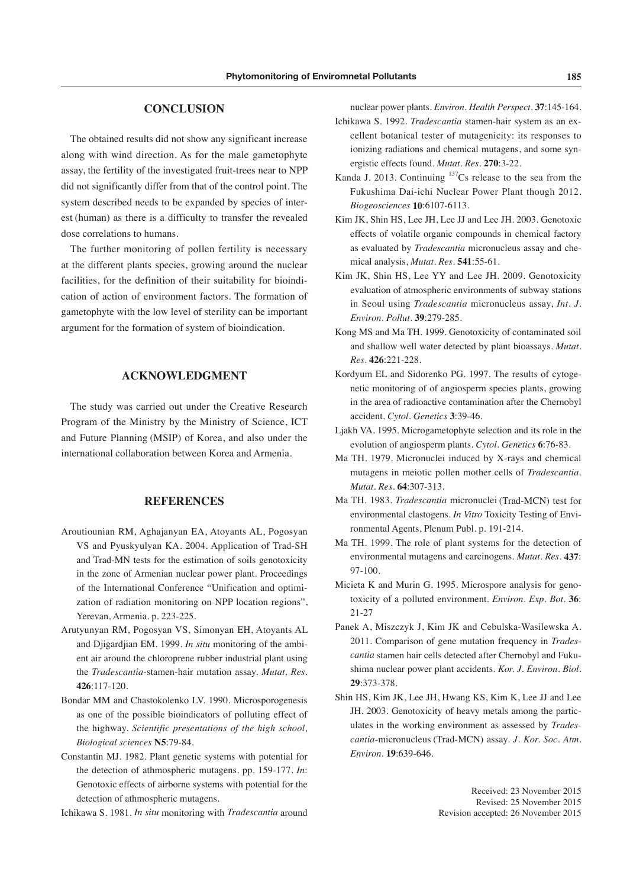## CONCLUSION

The obtained results did not show any significant increase along with wind direction. As for the male gametophyte assay, the fertility of the investigated fruit-trees near to NPP did not significantly differ from that of the control point. The system described needs to be expanded by species of interest (human) as there is a difficulty to transfer the revealed dose correlations to humans.

The further monitoring of pollen fertility is necessary at the different plants species, growing around the nuclear facilities, for the definition of their suitability for bioindication of action of environment factors. The formation of gametophyte with the low level of sterility can be important argument for the formation of system of bioindication.

## ACKNOWLEDGMENT

The study was carried out under the Creative Research Program of the Ministry by the Ministry of Science, ICT and Future Planning (MSIP) of Korea, and also under the international collaboration between Korea and Armenia.

## REFERENCES

Aroutiounian RM, Aghajanyan EA, Atoyants AL, Pogosyan VS and Pyuskyulyan KA. 2004. Application of Trad-SH and Trad-MN tests for the estimation of soils genotoxicity in the zone of Armenian nuclear power plant. Proceedings of the International Conference "Unification and optimization of radiation monitoring on NPP location regions", Yerevan, Armenia. p. 223-225.

Arutyunyan RM, Pogosyan VS, Simonyan EH, Atoyants AL and Djigardjian EM. 1999. *In situ* monitoring of the ambient air around the chloroprene rubber industrial plant using the *Tradescantia*-stamen-hair mutation assay. *Mutat. Res.* **426**:117-120.

Bondar MM and Chastokolenko LV. 1990. Microsporogenesis as one of the possible bioindicators of polluting effect of the highway. *Scientific presentations of the high school, Biological sciences* **N5**:79-84.

Constantin MJ. 1982. Plant genetic systems with potential for the detection of athmospheric mutagens. pp. 159-177. *In*: Genotoxic effects of airborne systems with potential for the detection of athmospheric mutagens.

Ichikawa S. 1981. *In situ* monitoring with *Tradescantia* around nuclear power plants. *Environ. Health Perspect.* **37**:145-164.

Ichikawa S. 1992. *Tradescantia* stamen-hair system as an excellent botanical tester of mutagenicity: its responses to ionizing radiations and chemical mutagens, and some synergistic effects found. *Mutat. Res.* **270**:3-22.

Kanda J. 2013. Continuing $^{137}$Cs release to the sea from the Fukushima Dai-ichi Nuclear Power Plant though 2012. *Biogeosciences* **10**:6107-6113.

Kim JK, Shin HS, Lee JH, Lee JJ and Lee JH. 2003. Genotoxic effects of volatile organic compounds in chemical factory as evaluated by *Tradescantia* micronucleus assay and chemical analysis, *Mutat. Res.* **541**:55-61.

Kim JK, Shin HS, Lee YY and Lee JH. 2009. Genotoxicity evaluation of atmospheric environments of subway stations in Seoul using *Tradescantia* micronucleus assay, *Int. J. Environ. Pollut.* **39**:279-285.

Kong MS and Ma TH. 1999. Genotoxicity of contaminated soil and shallow well water detected by plant bioassays. *Mutat. Res.* **426**:221-228.

Kordyum EL and Sidorenko PG. 1997. The results of cytogenetic monitoring of of angiosperm species plants, growing in the area of radioactive contamination after the Chernobyl accident. *Cytol. Genetics* **3**:39-46.

Ljakh VA. 1995. Microgametophyte selection and its role in the evolution of angiosperm plants. *Cytol. Genetics* **6**:76-83.

Ma TH. 1979. Micronuclei induced by X-rays and chemical mutagens in meiotic pollen mother cells of *Tradescantia*. *Mutat. Res.* **64**:307-313.

Ma TH. 1983. *Tradescantia* micronuclei (Trad-MCN) test for environmental clastogens. *In Vitro* Toxicity Testing of Environmental Agents, Plenum Publ. p. 191-214.

Ma TH. 1999. The role of plant systems for the detection of environmental mutagens and carcinogens. *Mutat. Res.* **437**: 97-100.

Micieta K and Murin G. 1995. Microspore analysis for genotoxicity of a polluted environment. *Environ. Exp. Bot.* **36**: 21-27

Panek A, Miszczyk J, Kim JK and Cebulska-Wasilewska A. 2011. Comparison of gene mutation frequency in *Tradescantia* stamen hair cells detected after Chernobyl and Fukushima nuclear power plant accidents. *Kor. J. Environ. Biol.* **29**:373-378.

Shin HS, Kim JK, Lee JH, Hwang KS, Kim K, Lee JJ and Lee JH. 2003. Genotoxicity of heavy metals among the particulates in the working environment as assessed by *Tradescantia*-micronucleus (Trad-MCN) assay. *J. Kor. Soc. Atm. Environ.* **19**:639-646.

Received: 23 November 2015
Revised: 25 November 2015
Revision accepted: 26 November 2015